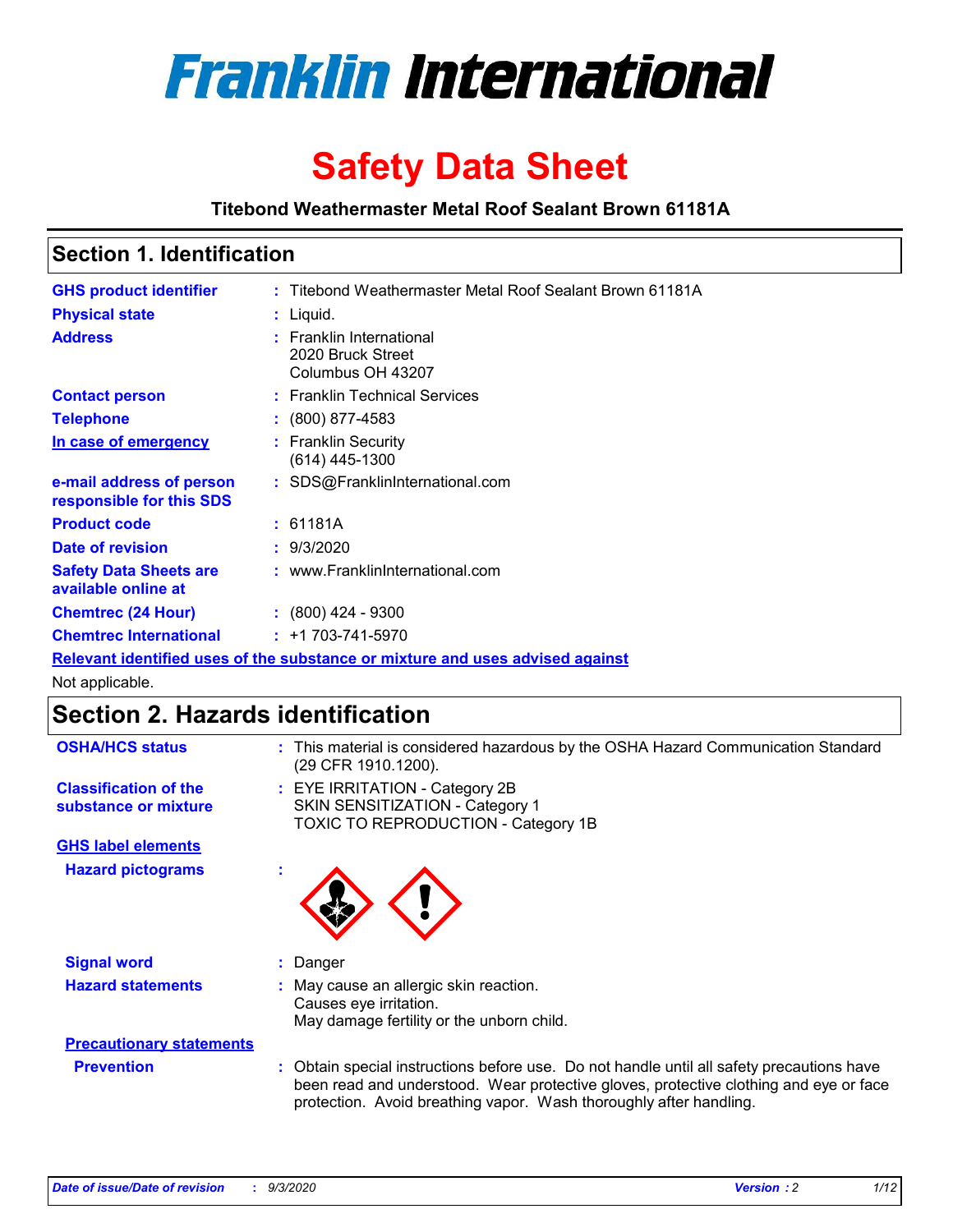# Franklin International

# Safety Data Sheet

**Titebond Weathermaster Metal Roof Sealant Brown 61181A**

## Section 1. Identification

| | | |
|---|---|---|
| **GHS product identifier** | : | Titebond Weathermaster Metal Roof Sealant Brown 61181A |
| **Physical state** | : | Liquid. |
| **Address** | : | Franklin International<br>2020 Bruck Street<br>Columbus OH 43207 |
| **Contact person** | : | Franklin Technical Services |
| **Telephone** | : | (800) 877-4583 |
| **In case of emergency** | : | Franklin Security<br>(614) 445-1300 |
| **e-mail address of person responsible for this SDS** | : | SDS@FranklinInternational.com |
| **Product code** | : | 61181A |
| **Date of revision** | : | 9/3/2020 |
| **Safety Data Sheets are available online at** | : | www.FranklinInternational.com |
| **Chemtrec (24 Hour)** | : | (800) 424 - 9300 |
| **Chemtrec International** | : | +1 703-741-5970 |

**Relevant identified uses of the substance or mixture and uses advised against**

Not applicable.

## Section 2. Hazards identification

| | | |
|---|---|---|
| **OSHA/HCS status** | : | This material is considered hazardous by the OSHA Hazard Communication Standard (29 CFR 1910.1200). |
| **Classification of the substance or mixture** | : | EYE IRRITATION - Category 2B<br>SKIN SENSITIZATION - Category 1<br>TOXIC TO REPRODUCTION - Category 1B |

**GHS label elements**

| | | |
|---|---|---|
| **Hazard pictograms** | : | |
| **Signal word** | : | Danger |
| **Hazard statements** | : | May cause an allergic skin reaction.<br>Causes eye irritation.<br>May damage fertility or the unborn child. |

**Precautionary statements**

| | | |
|---|---|---|
| **Prevention** | : | Obtain special instructions before use. Do not handle until all safety precautions have been read and understood. Wear protective gloves, protective clothing and eye or face protection. Avoid breathing vapor. Wash thoroughly after handling. |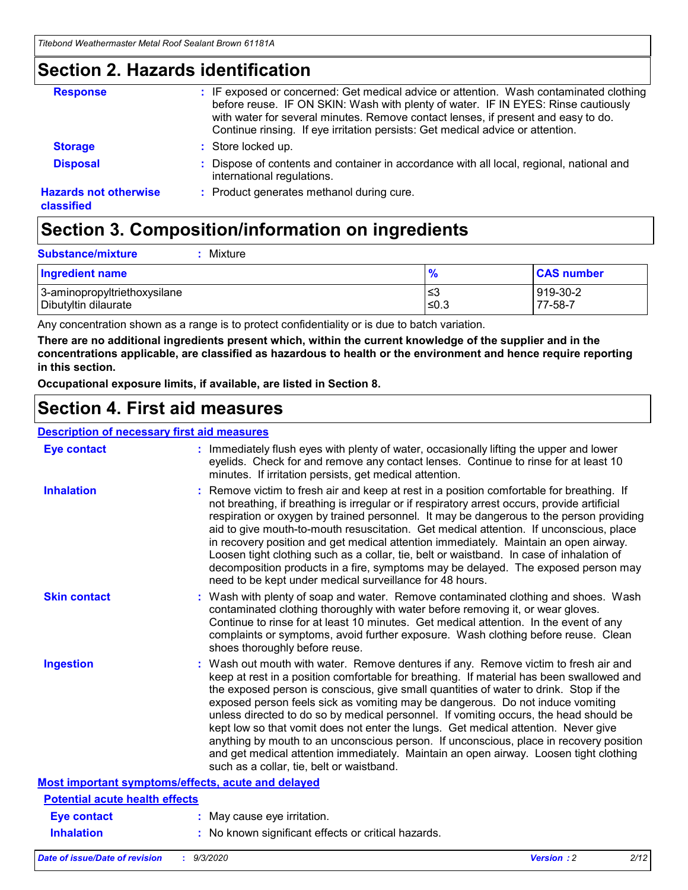## Section 2. Hazards identification

**Response** : IF exposed or concerned: Get medical advice or attention. Wash contaminated clothing before reuse. IF ON SKIN: Wash with plenty of water. IF IN EYES: Rinse cautiously with water for several minutes. Remove contact lenses, if present and easy to do. Continue rinsing. If eye irritation persists: Get medical advice or attention.

**Storage** : Store locked up.

**Disposal** : Dispose of contents and container in accordance with all local, regional, national and international regulations.

**Hazards not otherwise classified** : Product generates methanol during cure.

## Section 3. Composition/information on ingredients

**Substance/mixture** : Mixture

| Ingredient name | % | CAS number |
|---|---|---|
| 3-aminopropyltriethoxysilane | ≤3 | 919-30-2 |
| Dibutyltin dilaurate | ≤0.3 | 77-58-7 |

Any concentration shown as a range is to protect confidentiality or is due to batch variation.

**There are no additional ingredients present which, within the current knowledge of the supplier and in the concentrations applicable, are classified as hazardous to health or the environment and hence require reporting in this section.**

**Occupational exposure limits, if available, are listed in Section 8.**

## Section 4. First aid measures

### Description of necessary first aid measures

**Eye contact** : Immediately flush eyes with plenty of water, occasionally lifting the upper and lower eyelids. Check for and remove any contact lenses. Continue to rinse for at least 10 minutes. If irritation persists, get medical attention.

**Inhalation** : Remove victim to fresh air and keep at rest in a position comfortable for breathing. If not breathing, if breathing is irregular or if respiratory arrest occurs, provide artificial respiration or oxygen by trained personnel. It may be dangerous to the person providing aid to give mouth-to-mouth resuscitation. Get medical attention. If unconscious, place in recovery position and get medical attention immediately. Maintain an open airway. Loosen tight clothing such as a collar, tie, belt or waistband. In case of inhalation of decomposition products in a fire, symptoms may be delayed. The exposed person may need to be kept under medical surveillance for 48 hours.

**Skin contact** : Wash with plenty of soap and water. Remove contaminated clothing and shoes. Wash contaminated clothing thoroughly with water before removing it, or wear gloves. Continue to rinse for at least 10 minutes. Get medical attention. In the event of any complaints or symptoms, avoid further exposure. Wash clothing before reuse. Clean shoes thoroughly before reuse.

**Ingestion** : Wash out mouth with water. Remove dentures if any. Remove victim to fresh air and keep at rest in a position comfortable for breathing. If material has been swallowed and the exposed person is conscious, give small quantities of water to drink. Stop if the exposed person feels sick as vomiting may be dangerous. Do not induce vomiting unless directed to do so by medical personnel. If vomiting occurs, the head should be kept low so that vomit does not enter the lungs. Get medical attention. Never give anything by mouth to an unconscious person. If unconscious, place in recovery position and get medical attention immediately. Maintain an open airway. Loosen tight clothing such as a collar, tie, belt or waistband.

### Most important symptoms/effects, acute and delayed

#### Potential acute health effects

**Eye contact** : May cause eye irritation.

**Inhalation** : No known significant effects or critical hazards.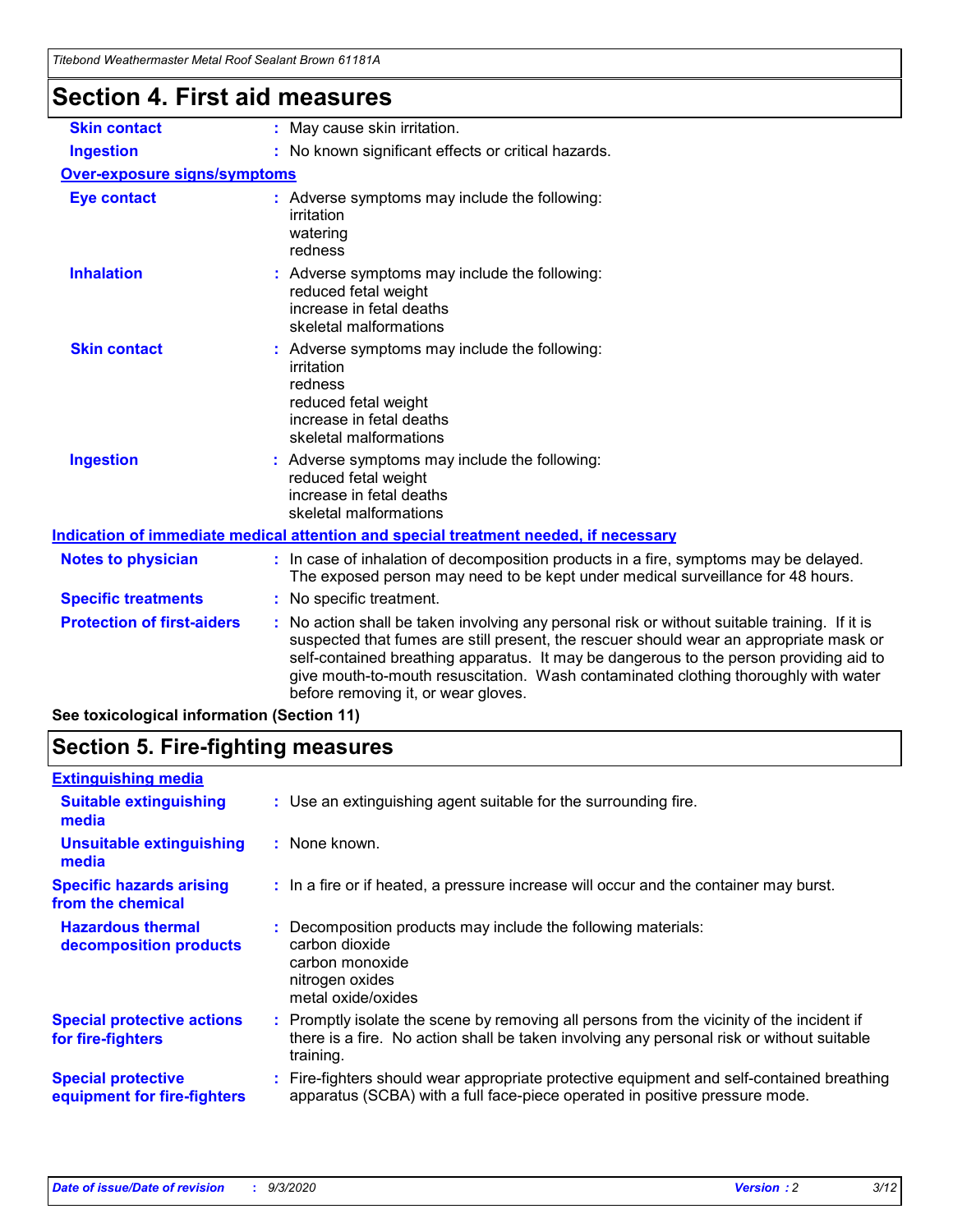# Section 4. First aid measures

| | |
|---|---|
| **Skin contact** | : May cause skin irritation. |
| **Ingestion** | : No known significant effects or critical hazards. |

**Over-exposure signs/symptoms**

| | |
|---|---|
| **Eye contact** | : Adverse symptoms may include the following:<br>irritation<br>watering<br>redness |
| **Inhalation** | : Adverse symptoms may include the following:<br>reduced fetal weight<br>increase in fetal deaths<br>skeletal malformations |
| **Skin contact** | : Adverse symptoms may include the following:<br>irritation<br>redness<br>reduced fetal weight<br>increase in fetal deaths<br>skeletal malformations |
| **Ingestion** | : Adverse symptoms may include the following:<br>reduced fetal weight<br>increase in fetal deaths<br>skeletal malformations |

**Indication of immediate medical attention and special treatment needed, if necessary**

| | |
|---|---|
| **Notes to physician** | : In case of inhalation of decomposition products in a fire, symptoms may be delayed. The exposed person may need to be kept under medical surveillance for 48 hours. |
| **Specific treatments** | : No specific treatment. |
| **Protection of first-aiders** | : No action shall be taken involving any personal risk or without suitable training. If it is suspected that fumes are still present, the rescuer should wear an appropriate mask or self-contained breathing apparatus. It may be dangerous to the person providing aid to give mouth-to-mouth resuscitation. Wash contaminated clothing thoroughly with water before removing it, or wear gloves. |

**See toxicological information (Section 11)**

# Section 5. Fire-fighting measures

**Extinguishing media**

| | |
|---|---|
| **Suitable extinguishing media** | : Use an extinguishing agent suitable for the surrounding fire. |
| **Unsuitable extinguishing media** | : None known. |
| **Specific hazards arising from the chemical** | : In a fire or if heated, a pressure increase will occur and the container may burst. |
| **Hazardous thermal decomposition products** | : Decomposition products may include the following materials:<br>carbon dioxide<br>carbon monoxide<br>nitrogen oxides<br>metal oxide/oxides |
| **Special protective actions for fire-fighters** | : Promptly isolate the scene by removing all persons from the vicinity of the incident if there is a fire. No action shall be taken involving any personal risk or without suitable training. |
| **Special protective equipment for fire-fighters** | : Fire-fighters should wear appropriate protective equipment and self-contained breathing apparatus (SCBA) with a full face-piece operated in positive pressure mode. |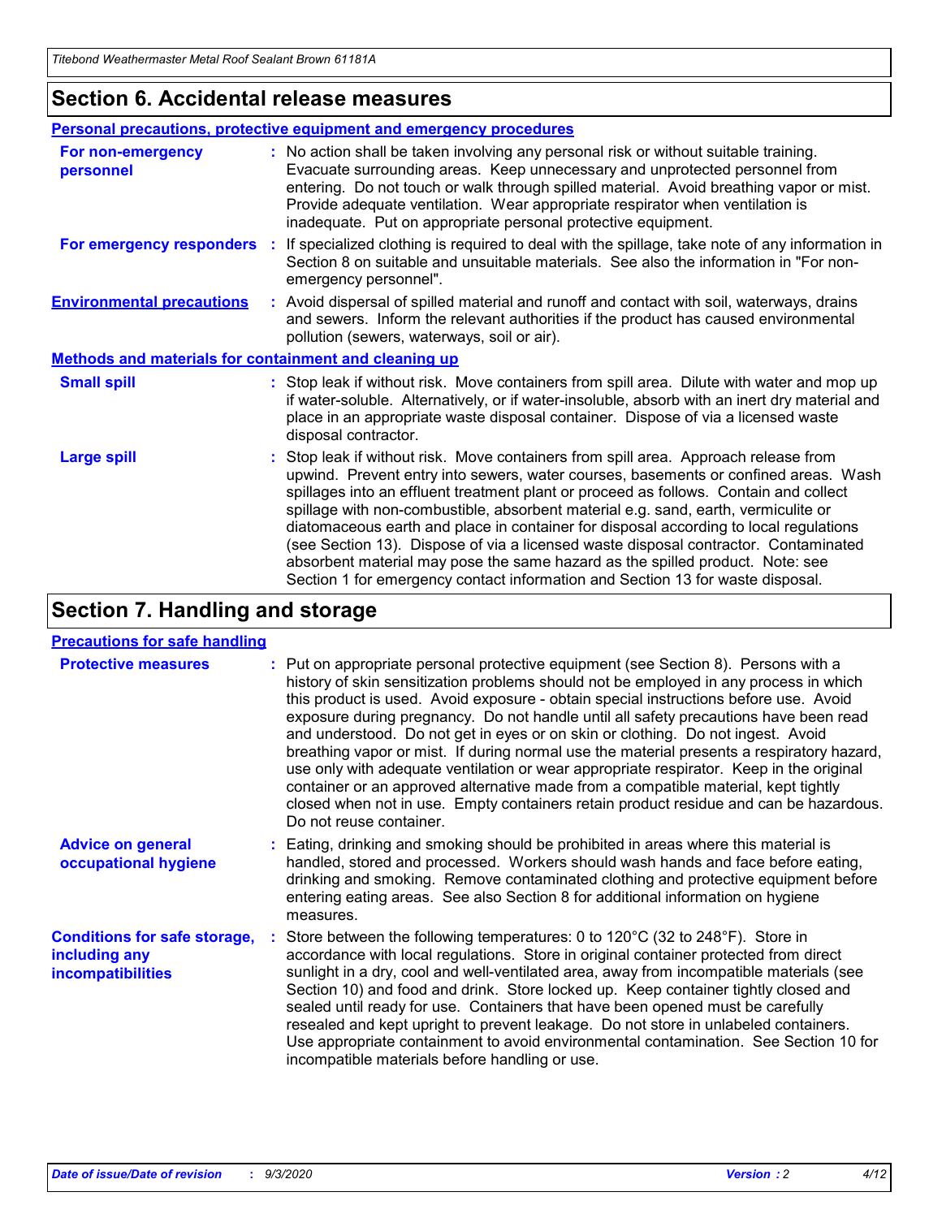## Section 6. Accidental release measures

**Personal precautions, protective equipment and emergency procedures**

**For non-emergency personnel** : No action shall be taken involving any personal risk or without suitable training. Evacuate surrounding areas. Keep unnecessary and unprotected personnel from entering. Do not touch or walk through spilled material. Avoid breathing vapor or mist. Provide adequate ventilation. Wear appropriate respirator when ventilation is inadequate. Put on appropriate personal protective equipment.

**For emergency responders** : If specialized clothing is required to deal with the spillage, take note of any information in Section 8 on suitable and unsuitable materials. See also the information in "For non-emergency personnel".

**Environmental precautions** : Avoid dispersal of spilled material and runoff and contact with soil, waterways, drains and sewers. Inform the relevant authorities if the product has caused environmental pollution (sewers, waterways, soil or air).

**Methods and materials for containment and cleaning up**

**Small spill** : Stop leak if without risk. Move containers from spill area. Dilute with water and mop up if water-soluble. Alternatively, or if water-insoluble, absorb with an inert dry material and place in an appropriate waste disposal container. Dispose of via a licensed waste disposal contractor.

**Large spill** : Stop leak if without risk. Move containers from spill area. Approach release from upwind. Prevent entry into sewers, water courses, basements or confined areas. Wash spillages into an effluent treatment plant or proceed as follows. Contain and collect spillage with non-combustible, absorbent material e.g. sand, earth, vermiculite or diatomaceous earth and place in container for disposal according to local regulations (see Section 13). Dispose of via a licensed waste disposal contractor. Contaminated absorbent material may pose the same hazard as the spilled product. Note: see Section 1 for emergency contact information and Section 13 for waste disposal.

## Section 7. Handling and storage

**Precautions for safe handling**

**Protective measures** : Put on appropriate personal protective equipment (see Section 8). Persons with a history of skin sensitization problems should not be employed in any process in which this product is used. Avoid exposure - obtain special instructions before use. Avoid exposure during pregnancy. Do not handle until all safety precautions have been read and understood. Do not get in eyes or on skin or clothing. Do not ingest. Avoid breathing vapor or mist. If during normal use the material presents a respiratory hazard, use only with adequate ventilation or wear appropriate respirator. Keep in the original container or an approved alternative made from a compatible material, kept tightly closed when not in use. Empty containers retain product residue and can be hazardous. Do not reuse container.

**Advice on general occupational hygiene** : Eating, drinking and smoking should be prohibited in areas where this material is handled, stored and processed. Workers should wash hands and face before eating, drinking and smoking. Remove contaminated clothing and protective equipment before entering eating areas. See also Section 8 for additional information on hygiene measures.

**Conditions for safe storage, including any incompatibilities** : Store between the following temperatures: 0 to 120°C (32 to 248°F). Store in accordance with local regulations. Store in original container protected from direct sunlight in a dry, cool and well-ventilated area, away from incompatible materials (see Section 10) and food and drink. Store locked up. Keep container tightly closed and sealed until ready for use. Containers that have been opened must be carefully resealed and kept upright to prevent leakage. Do not store in unlabeled containers. Use appropriate containment to avoid environmental contamination. See Section 10 for incompatible materials before handling or use.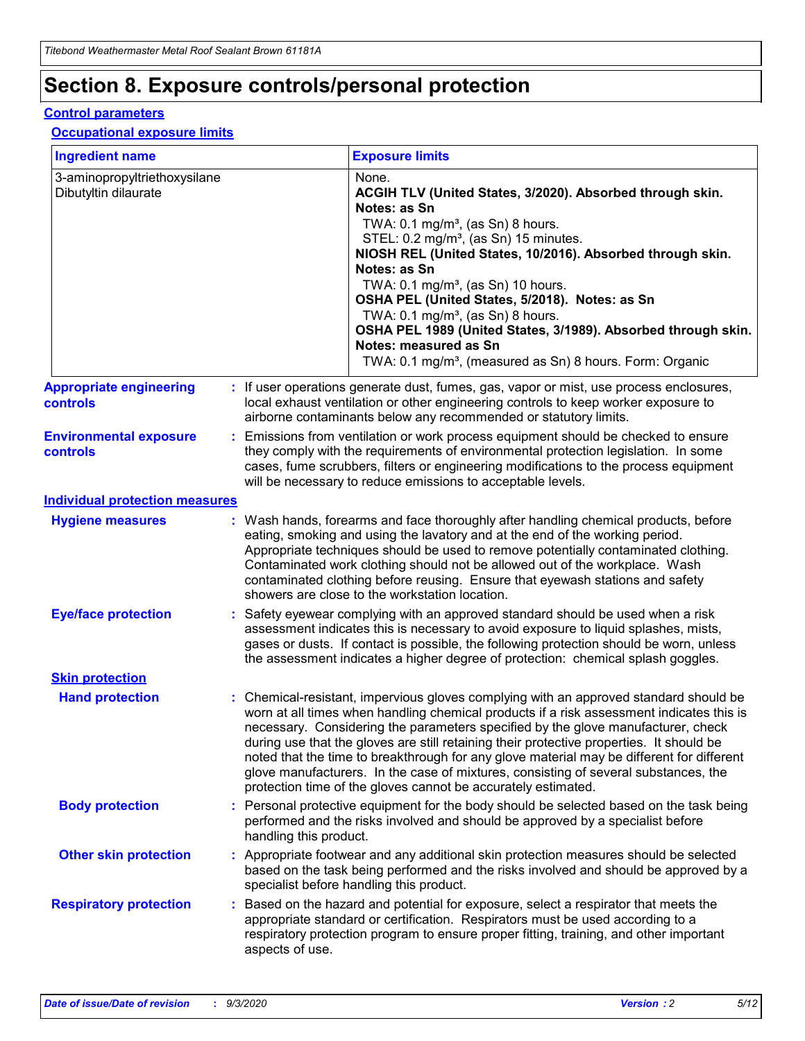# Section 8. Exposure controls/personal protection

## Control parameters

### Occupational exposure limits

| Ingredient name | Exposure limits |
|---|---|
| 3-aminopropyltriethoxysilane | None. |
| Dibutyltin dilaurate | **ACGIH TLV (United States, 3/2020). Absorbed through skin. Notes: as Sn**<br>TWA: 0.1 mg/m³, (as Sn) 8 hours.<br>STEL: 0.2 mg/m³, (as Sn) 15 minutes.<br>**NIOSH REL (United States, 10/2016). Absorbed through skin. Notes: as Sn**<br>TWA: 0.1 mg/m³, (as Sn) 10 hours.<br>**OSHA PEL (United States, 5/2018). Notes: as Sn**<br>TWA: 0.1 mg/m³, (as Sn) 8 hours.<br>**OSHA PEL 1989 (United States, 3/1989). Absorbed through skin. Notes: measured as Sn**<br>TWA: 0.1 mg/m³, (measured as Sn) 8 hours. Form: Organic |

**Appropriate engineering controls** : If user operations generate dust, fumes, gas, vapor or mist, use process enclosures, local exhaust ventilation or other engineering controls to keep worker exposure to airborne contaminants below any recommended or statutory limits.

**Environmental exposure controls** : Emissions from ventilation or work process equipment should be checked to ensure they comply with the requirements of environmental protection legislation. In some cases, fume scrubbers, filters or engineering modifications to the process equipment will be necessary to reduce emissions to acceptable levels.

## Individual protection measures

**Hygiene measures** : Wash hands, forearms and face thoroughly after handling chemical products, before eating, smoking and using the lavatory and at the end of the working period. Appropriate techniques should be used to remove potentially contaminated clothing. Contaminated work clothing should not be allowed out of the workplace. Wash contaminated clothing before reusing. Ensure that eyewash stations and safety showers are close to the workstation location.

**Eye/face protection** : Safety eyewear complying with an approved standard should be used when a risk assessment indicates this is necessary to avoid exposure to liquid splashes, mists, gases or dusts. If contact is possible, the following protection should be worn, unless the assessment indicates a higher degree of protection: chemical splash goggles.

### Skin protection

**Hand protection** : Chemical-resistant, impervious gloves complying with an approved standard should be worn at all times when handling chemical products if a risk assessment indicates this is necessary. Considering the parameters specified by the glove manufacturer, check during use that the gloves are still retaining their protective properties. It should be noted that the time to breakthrough for any glove material may be different for different glove manufacturers. In the case of mixtures, consisting of several substances, the protection time of the gloves cannot be accurately estimated.

**Body protection** : Personal protective equipment for the body should be selected based on the task being performed and the risks involved and should be approved by a specialist before handling this product.

**Other skin protection** : Appropriate footwear and any additional skin protection measures should be selected based on the task being performed and the risks involved and should be approved by a specialist before handling this product.

**Respiratory protection** : Based on the hazard and potential for exposure, select a respirator that meets the appropriate standard or certification. Respirators must be used according to a respiratory protection program to ensure proper fitting, training, and other important aspects of use.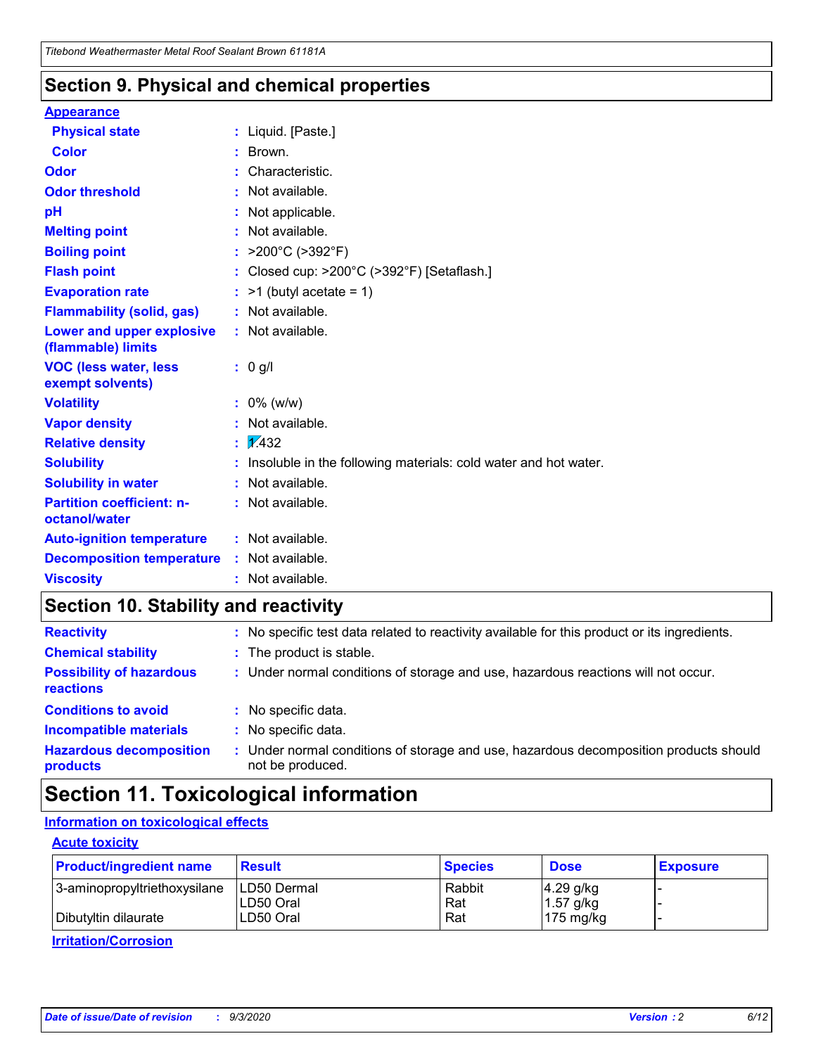## Section 9. Physical and chemical properties

**Appearance**

**Physical state** : Liquid. [Paste.]

**Color** : Brown.

**Odor** : Characteristic.

**Odor threshold** : Not available.

**pH** : Not applicable.

**Melting point** : Not available.

**Boiling point** : >200°C (>392°F)

**Flash point** : Closed cup: >200°C (>392°F) [Setaflash.]

**Evaporation rate** : >1 (butyl acetate = 1)

**Flammability (solid, gas)** : Not available.

**Lower and upper explosive (flammable) limits** : Not available.

**VOC (less water, less exempt solvents)** : 0 g/l

**Volatility** : 0% (w/w)

**Vapor density** : Not available.

**Relative density** : 1.432

**Solubility** : Insoluble in the following materials: cold water and hot water.

**Solubility in water** : Not available.

**Partition coefficient: n-octanol/water** : Not available.

**Auto-ignition temperature** : Not available.

**Decomposition temperature** : Not available.

**Viscosity** : Not available.

## Section 10. Stability and reactivity

**Reactivity** : No specific test data related to reactivity available for this product or its ingredients.

**Chemical stability** : The product is stable.

**Possibility of hazardous reactions** : Under normal conditions of storage and use, hazardous reactions will not occur.

**Conditions to avoid** : No specific data.

**Incompatible materials** : No specific data.

**Hazardous decomposition products** : Under normal conditions of storage and use, hazardous decomposition products should not be produced.

## Section 11. Toxicological information

**Information on toxicological effects**

**Acute toxicity**

| Product/ingredient name | Result | Species | Dose | Exposure |
|---|---|---|---|---|
| 3-aminopropyltriethoxysilane | LD50 Dermal | Rabbit | 4.29 g/kg | - |
| | LD50 Oral | Rat | 1.57 g/kg | - |
| Dibutyltin dilaurate | LD50 Oral | Rat | 175 mg/kg | - |

**Irritation/Corrosion**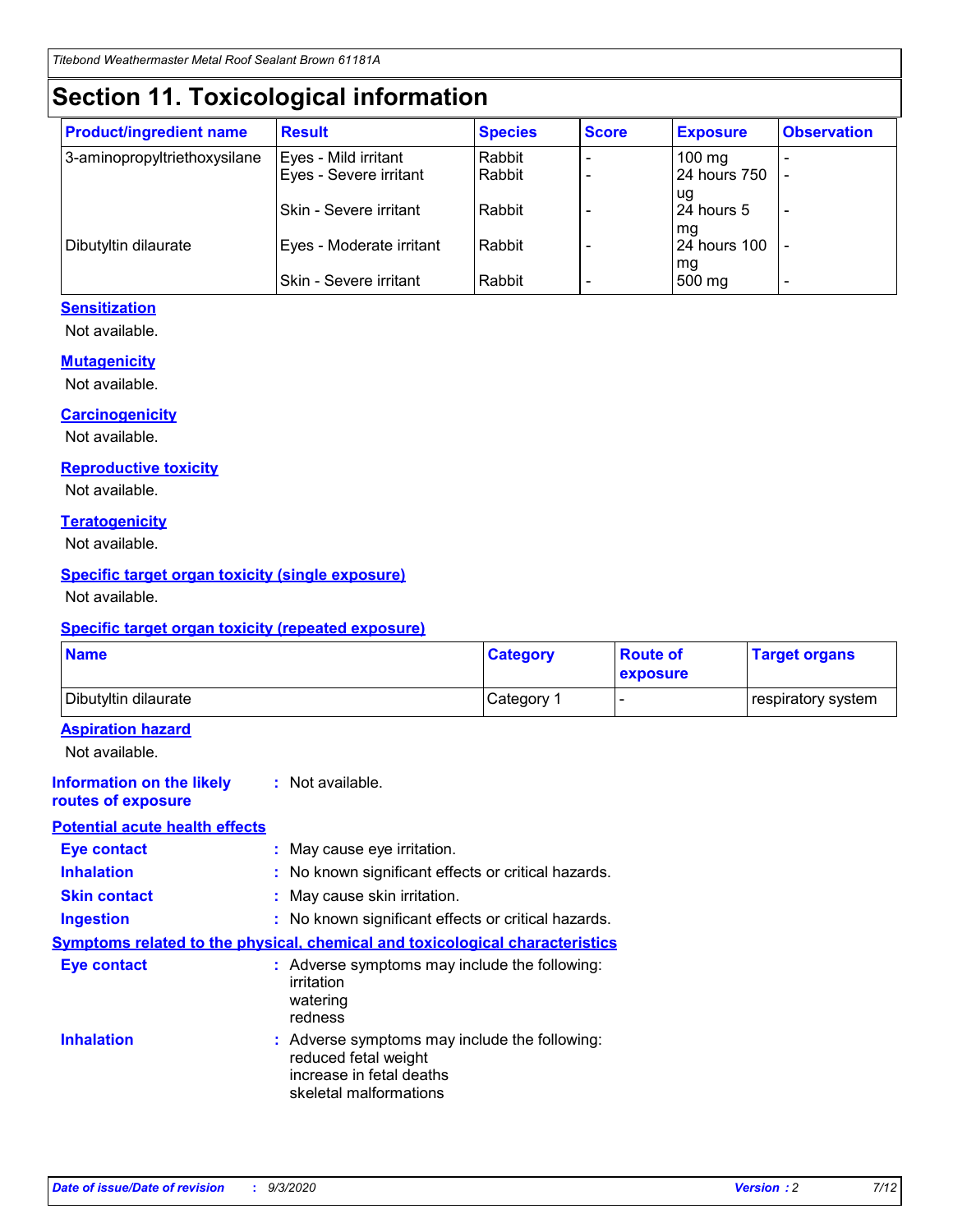# Section 11. Toxicological information

| Product/ingredient name | Result | Species | Score | Exposure | Observation |
|---|---|---|---|---|---|
| 3-aminopropyltriethoxysilane | Eyes - Mild irritant | Rabbit | - | 100 mg | - |
| | Eyes - Severe irritant | Rabbit | - | 24 hours 750 ug | - |
| | Skin - Severe irritant | Rabbit | - | 24 hours 5 mg | - |
| Dibutyltin dilaurate | Eyes - Moderate irritant | Rabbit | - | 24 hours 100 mg | - |
| | Skin - Severe irritant | Rabbit | - | 500 mg | - |

### Sensitization

Not available.

### Mutagenicity

Not available.

### Carcinogenicity

Not available.

### Reproductive toxicity

Not available.

### Teratogenicity

Not available.

### Specific target organ toxicity (single exposure)

Not available.

### Specific target organ toxicity (repeated exposure)

| Name | Category | Route of exposure | Target organs |
|---|---|---|---|
| Dibutyltin dilaurate | Category 1 | - | respiratory system |

### Aspiration hazard

Not available.

**Information on the likely routes of exposure** : Not available.

### Potential acute health effects

**Eye contact** : May cause eye irritation.

**Inhalation** : No known significant effects or critical hazards.

**Skin contact** : May cause skin irritation.

**Ingestion** : No known significant effects or critical hazards.

### Symptoms related to the physical, chemical and toxicological characteristics

**Eye contact** : Adverse symptoms may include the following:
irritation
watering
redness

**Inhalation** : Adverse symptoms may include the following:
reduced fetal weight
increase in fetal deaths
skeletal malformations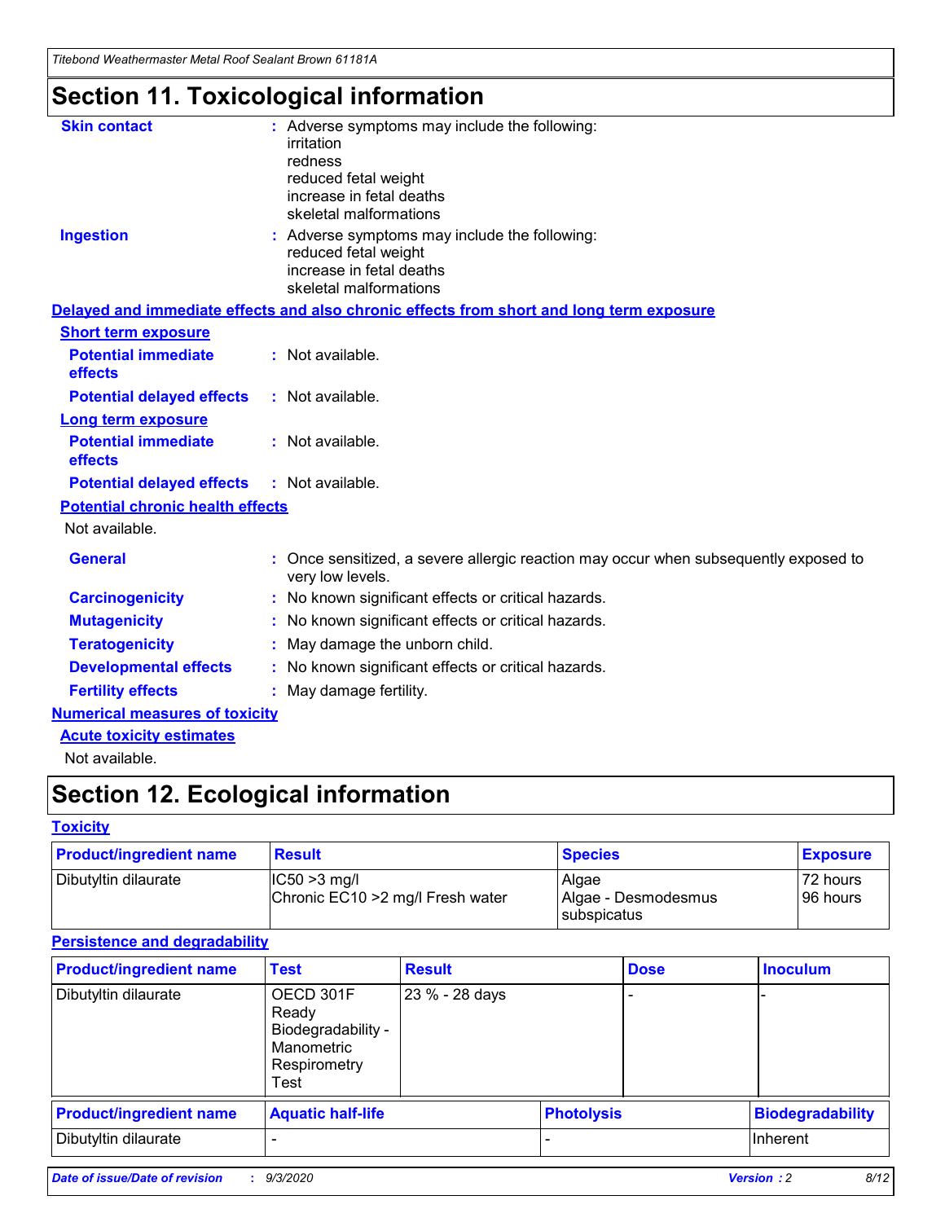# Section 11. Toxicological information

**Skin contact** : Adverse symptoms may include the following:
irritation
redness
reduced fetal weight
increase in fetal deaths
skeletal malformations

**Ingestion** : Adverse symptoms may include the following:
reduced fetal weight
increase in fetal deaths
skeletal malformations

**Delayed and immediate effects and also chronic effects from short and long term exposure**

**Short term exposure**

**Potential immediate effects** : Not available.

**Potential delayed effects** : Not available.

**Long term exposure**

**Potential immediate effects** : Not available.

**Potential delayed effects** : Not available.

**Potential chronic health effects**

Not available.

**General** : Once sensitized, a severe allergic reaction may occur when subsequently exposed to very low levels.

**Carcinogenicity** : No known significant effects or critical hazards.

**Mutagenicity** : No known significant effects or critical hazards.

**Teratogenicity** : May damage the unborn child.

**Developmental effects** : No known significant effects or critical hazards.

**Fertility effects** : May damage fertility.

**Numerical measures of toxicity**

**Acute toxicity estimates**

Not available.

# Section 12. Ecological information

**Toxicity**

| Product/ingredient name | Result | Species | Exposure |
|---|---|---|---|
| Dibutyltin dilaurate | IC50 >3 mg/l<br>Chronic EC10 >2 mg/l Fresh water | Algae<br>Algae - Desmodesmus subspicatus | 72 hours<br>96 hours |

**Persistence and degradability**

| Product/ingredient name | Test | Result | Dose | Inoculum |
|---|---|---|---|---|
| Dibutyltin dilaurate | OECD 301F Ready Biodegradability - Manometric Respirometry Test | 23 % - 28 days | - | - |

| Product/ingredient name | Aquatic half-life | Photolysis | Biodegradability |
|---|---|---|---|
| Dibutyltin dilaurate | - | - | Inherent |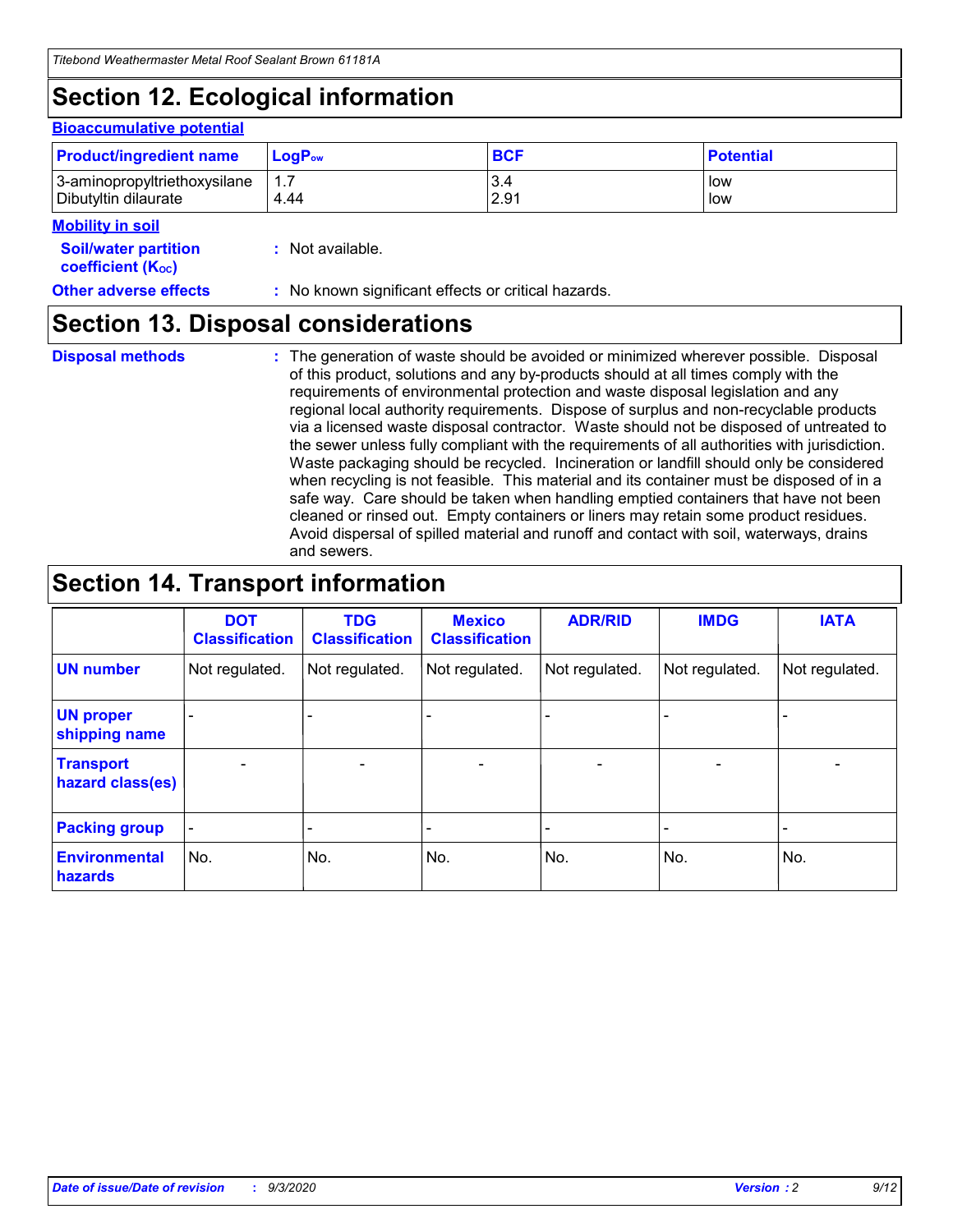# Section 12. Ecological information

### Bioaccumulative potential

| Product/ingredient name | $LogP_{ow}$ | BCF | Potential |
|---|---|---|---|
| 3-aminopropyltriethoxysilane | 1.7 | 3.4 | low |
| Dibutyltin dilaurate | 4.44 | 2.91 | low |

### Mobility in soil

**Soil/water partition coefficient ($K_{OC}$)** : Not available.

**Other adverse effects** : No known significant effects or critical hazards.

# Section 13. Disposal considerations

**Disposal methods** : The generation of waste should be avoided or minimized wherever possible. Disposal of this product, solutions and any by-products should at all times comply with the requirements of environmental protection and waste disposal legislation and any regional local authority requirements. Dispose of surplus and non-recyclable products via a licensed waste disposal contractor. Waste should not be disposed of untreated to the sewer unless fully compliant with the requirements of all authorities with jurisdiction. Waste packaging should be recycled. Incineration or landfill should only be considered when recycling is not feasible. This material and its container must be disposed of in a safe way. Care should be taken when handling emptied containers that have not been cleaned or rinsed out. Empty containers or liners may retain some product residues. Avoid dispersal of spilled material and runoff and contact with soil, waterways, drains and sewers.

# Section 14. Transport information

| | DOT Classification | TDG Classification | Mexico Classification | ADR/RID | IMDG | IATA |
|---|---|---|---|---|---|---|
| UN number | Not regulated. | Not regulated. | Not regulated. | Not regulated. | Not regulated. | Not regulated. |
| UN proper shipping name | - | - | - | - | - | - |
| Transport hazard class(es) | - | - | - | - | - | - |
| Packing group | - | - | - | - | - | - |
| Environmental hazards | No. | No. | No. | No. | No. | No. |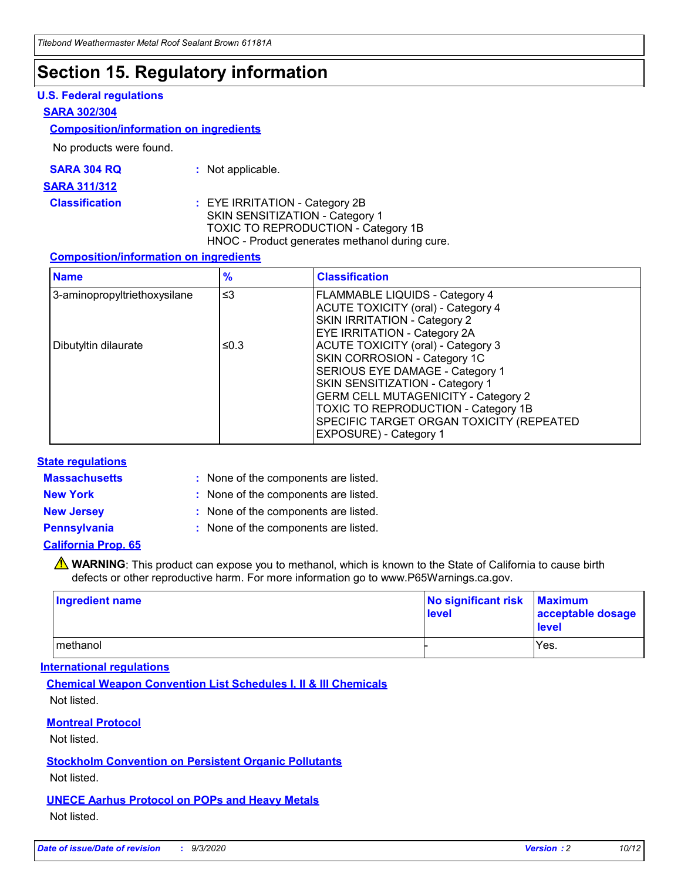# Section 15. Regulatory information

### U.S. Federal regulations

#### SARA 302/304

**Composition/information on ingredients**

No products were found.

**SARA 304 RQ** : Not applicable.

#### SARA 311/312

**Classification** : EYE IRRITATION - Category 2B
SKIN SENSITIZATION - Category 1
TOXIC TO REPRODUCTION - Category 1B
HNOC - Product generates methanol during cure.

**Composition/information on ingredients**

| Name | % | Classification |
|---|---|---|
| 3-aminopropyltriethoxysilane | ≤3 | FLAMMABLE LIQUIDS - Category 4<br>ACUTE TOXICITY (oral) - Category 4<br>SKIN IRRITATION - Category 2<br>EYE IRRITATION - Category 2A |
| Dibutyltin dilaurate | ≤0.3 | ACUTE TOXICITY (oral) - Category 3<br>SKIN CORROSION - Category 1C<br>SERIOUS EYE DAMAGE - Category 1<br>SKIN SENSITIZATION - Category 1<br>GERM CELL MUTAGENICITY - Category 2<br>TOXIC TO REPRODUCTION - Category 1B<br>SPECIFIC TARGET ORGAN TOXICITY (REPEATED EXPOSURE) - Category 1 |

### State regulations

**Massachusetts** : None of the components are listed.

**New York** : None of the components are listed.

**New Jersey** : None of the components are listed.

**Pennsylvania** : None of the components are listed.

#### California Prop. 65

⚠ **WARNING**: This product can expose you to methanol, which is known to the State of California to cause birth defects or other reproductive harm. For more information go to www.P65Warnings.ca.gov.

| Ingredient name | No significant risk level | Maximum acceptable dosage level |
|---|---|---|
| methanol | - | Yes. |

### International regulations

**Chemical Weapon Convention List Schedules I, II & III Chemicals**

Not listed.

**Montreal Protocol**

Not listed.

**Stockholm Convention on Persistent Organic Pollutants**

Not listed.

**UNECE Aarhus Protocol on POPs and Heavy Metals**

Not listed.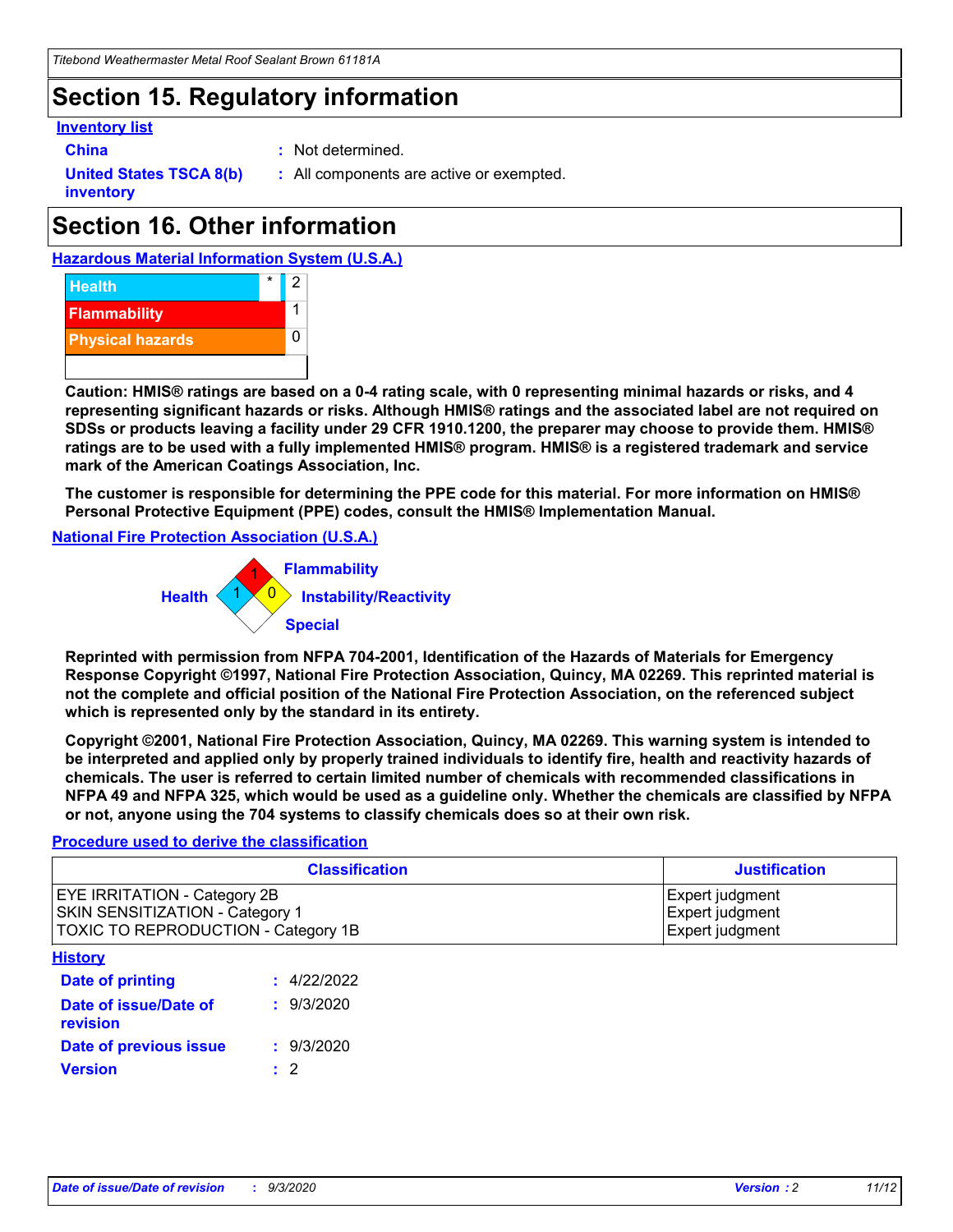## Section 15. Regulatory information

**Inventory list**

**China** : Not determined.

**United States TSCA 8(b) inventory** : All components are active or exempted.

## Section 16. Other information

**Hazardous Material Information System (U.S.A.)**

| | | |
|---|---|---|
| Health | * | 2 |
| Flammability | | 1 |
| Physical hazards | | 0 |
| | | |

**Caution: HMIS® ratings are based on a 0-4 rating scale, with 0 representing minimal hazards or risks, and 4 representing significant hazards or risks. Although HMIS® ratings and the associated label are not required on SDSs or products leaving a facility under 29 CFR 1910.1200, the preparer may choose to provide them. HMIS® ratings are to be used with a fully implemented HMIS® program. HMIS® is a registered trademark and service mark of the American Coatings Association, Inc.**

**The customer is responsible for determining the PPE code for this material. For more information on HMIS® Personal Protective Equipment (PPE) codes, consult the HMIS® Implementation Manual.**

**National Fire Protection Association (U.S.A.)**

Flammability: 1
Health: 1
Instability/Reactivity: 0
Special:

**Reprinted with permission from NFPA 704-2001, Identification of the Hazards of Materials for Emergency Response Copyright ©1997, National Fire Protection Association, Quincy, MA 02269. This reprinted material is not the complete and official position of the National Fire Protection Association, on the referenced subject which is represented only by the standard in its entirety.**

**Copyright ©2001, National Fire Protection Association, Quincy, MA 02269. This warning system is intended to be interpreted and applied only by properly trained individuals to identify fire, health and reactivity hazards of chemicals. The user is referred to certain limited number of chemicals with recommended classifications in NFPA 49 and NFPA 325, which would be used as a guideline only. Whether the chemicals are classified by NFPA or not, anyone using the 704 systems to classify chemicals does so at their own risk.**

**Procedure used to derive the classification**

| Classification | Justification |
|---|---|
| EYE IRRITATION - Category 2B<br>SKIN SENSITIZATION - Category 1<br>TOXIC TO REPRODUCTION - Category 1B | Expert judgment<br>Expert judgment<br>Expert judgment |

**History**

**Date of printing** : 4/22/2022

**Date of issue/Date of revision** : 9/3/2020

**Date of previous issue** : 9/3/2020

**Version** : 2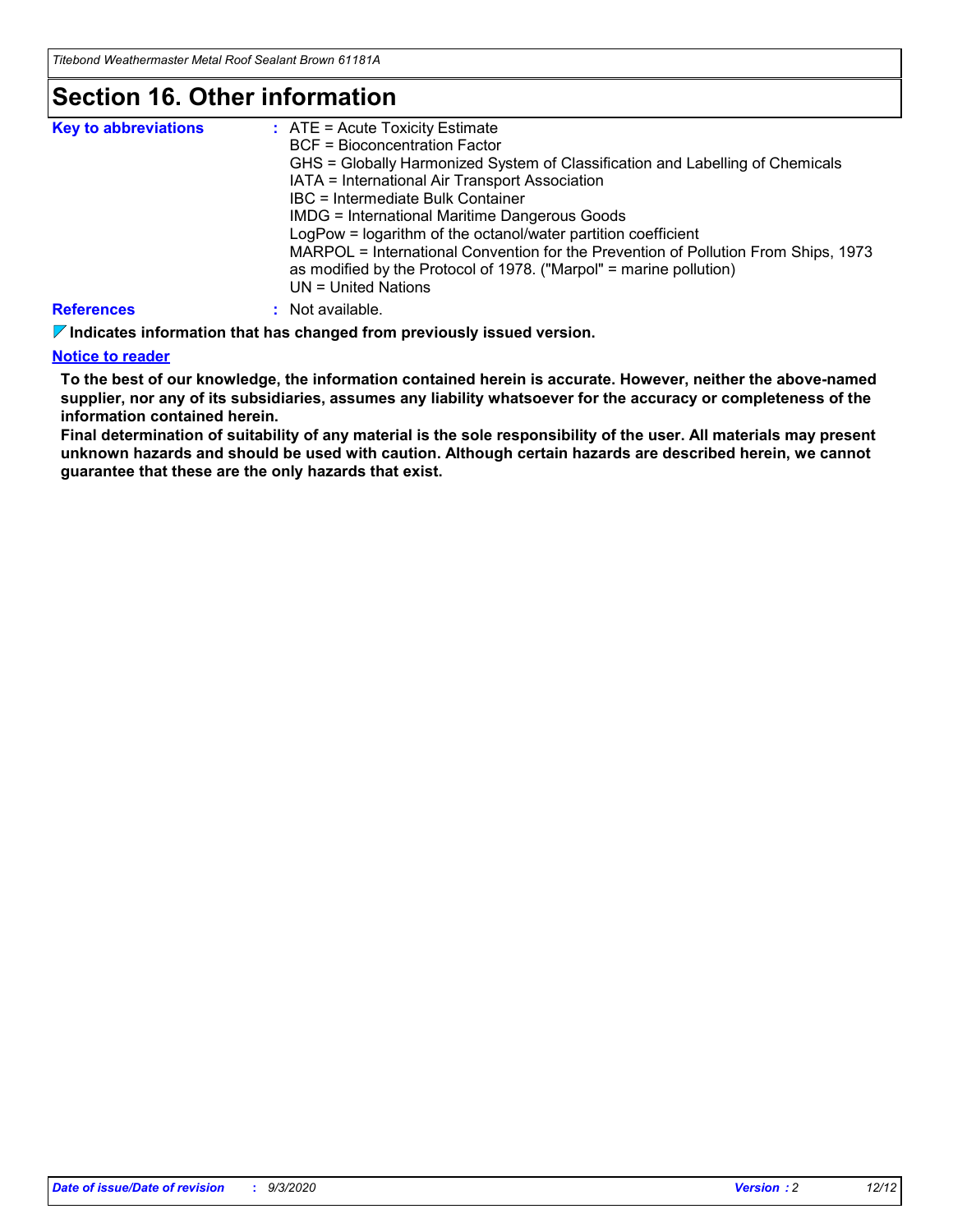# Section 16. Other information

**Key to abbreviations** : ATE = Acute Toxicity Estimate
BCF = Bioconcentration Factor
GHS = Globally Harmonized System of Classification and Labelling of Chemicals
IATA = International Air Transport Association
IBC = Intermediate Bulk Container
IMDG = International Maritime Dangerous Goods
LogPow = logarithm of the octanol/water partition coefficient
MARPOL = International Convention for the Prevention of Pollution From Ships, 1973 as modified by the Protocol of 1978. ("Marpol" = marine pollution)
UN = United Nations

**References** : Not available.

**Indicates information that has changed from previously issued version.**

**Notice to reader**

**To the best of our knowledge, the information contained herein is accurate. However, neither the above-named supplier, nor any of its subsidiaries, assumes any liability whatsoever for the accuracy or completeness of the information contained herein.**

**Final determination of suitability of any material is the sole responsibility of the user. All materials may present unknown hazards and should be used with caution. Although certain hazards are described herein, we cannot guarantee that these are the only hazards that exist.**